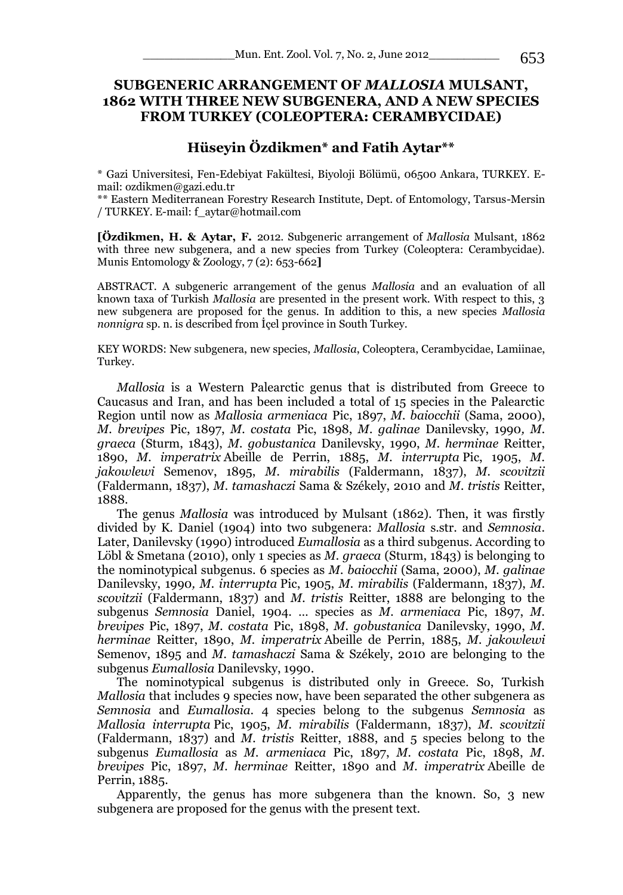# SUBGENERIC ARRANGEMENT OF *MALLOSIA* MULSANT, 1862 WITH THREE NEW SUBGENERA, AND A NEW SPECIES FROM TURKEY (COLEOPTERA: CERAMBYCIDAE)

## Hüseyin Özdikmen* and Fatih Aytar**

\* Gazi Universitesi, Fen-Edebiyat Fakültesi, Biyoloji Bölümü, 06500 Ankara, TURKEY. E-mail: ozdikmen@gazi.edu.tr

\** Eastern Mediterranean Forestry Research Institute, Dept. of Entomology, Tarsus-Mersin / TURKEY. E-mail: f_aytar@hotmail.com

**[Özdikmen, H. & Aytar, F.** 2012. Subgeneric arrangement of *Mallosia* Mulsant, 1862 with three new subgenera, and a new species from Turkey (Coleoptera: Cerambycidae). Munis Entomology & Zoology, 7 (2): 653-662**]**

ABSTRACT. A subgeneric arrangement of the genus *Mallosia* and an evaluation of all known taxa of Turkish *Mallosia* are presented in the present work. With respect to this, 3 new subgenera are proposed for the genus. In addition to this, a new species *Mallosia nonnigra* sp. n. is described from İçel province in South Turkey.

KEY WORDS: New subgenera, new species, *Mallosia*, Coleoptera, Cerambycidae, Lamiinae, Turkey.

*Mallosia* is a Western Palearctic genus that is distributed from Greece to Caucasus and Iran, and has been included a total of 15 species in the Palearctic Region until now as *Mallosia armeniaca* Pic, 1897, *M. baiocchii* (Sama, 2000), *M. brevipes* Pic, 1897, *M. costata* Pic, 1898, *M. galinae* Danilevsky, 1990, *M. graeca* (Sturm, 1843), *M. gobustanica* Danilevsky, 1990, *M. herminae* Reitter, 1890, *M. imperatrix* Abeille de Perrin, 1885, *M. interrupta* Pic, 1905, *M. jakowlewi* Semenov, 1895, *M. mirabilis* (Faldermann, 1837), *M. scovitzii* (Faldermann, 1837), *M. tamashaczi* Sama & Székely, 2010 and *M. tristis* Reitter, 1888.

The genus *Mallosia* was introduced by Mulsant (1862). Then, it was firstly divided by K. Daniel (1904) into two subgenera: *Mallosia* s.str. and *Semnosia*. Later, Danilevsky (1990) introduced *Eumallosia* as a third subgenus. According to Löbl & Smetana (2010), only 1 species as *M. graeca* (Sturm, 1843) is belonging to the nominotypical subgenus. 6 species as *M. baiocchii* (Sama, 2000), *M. galinae* Danilevsky, 1990, *M. interrupta* Pic, 1905, *M. mirabilis* (Faldermann, 1837), *M. scovitzii* (Faldermann, 1837) and *M. tristis* Reitter, 1888 are belonging to the subgenus *Semnosia* Daniel, 1904. ... species as *M. armeniaca* Pic, 1897, *M. brevipes* Pic, 1897, *M. costata* Pic, 1898, *M. gobustanica* Danilevsky, 1990, *M. herminae* Reitter, 1890, *M. imperatrix* Abeille de Perrin, 1885, *M. jakowlewi* Semenov, 1895 and *M. tamashaczi* Sama & Székely, 2010 are belonging to the subgenus *Eumallosia* Danilevsky, 1990.

The nominotypical subgenus is distributed only in Greece. So, Turkish *Mallosia* that includes 9 species now, have been separated the other subgenera as *Semnosia* and *Eumallosia*. 4 species belong to the subgenus *Semnosia* as *Mallosia interrupta* Pic, 1905, *M. mirabilis* (Faldermann, 1837), *M. scovitzii* (Faldermann, 1837) and *M. tristis* Reitter, 1888, and 5 species belong to the subgenus *Eumallosia* as *M. armeniaca* Pic, 1897, *M. costata* Pic, 1898, *M. brevipes* Pic, 1897, *M. herminae* Reitter, 1890 and *M. imperatrix* Abeille de Perrin, 1885.

Apparently, the genus has more subgenera than the known. So, 3 new subgenera are proposed for the genus with the present text.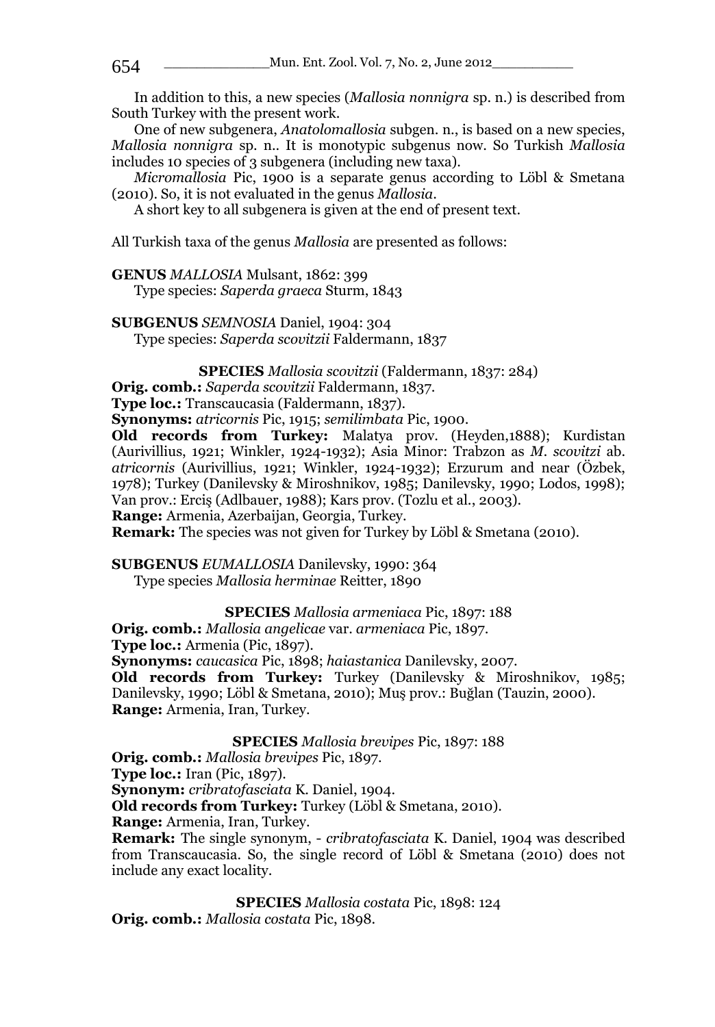In addition to this, a new species (*Mallosia nonnigra* sp. n.) is described from South Turkey with the present work.

One of new subgenera, *Anatolomallosia* subgen. n., is based on a new species, *Mallosia nonnigra* sp. n.. It is monotypic subgenus now. So Turkish *Mallosia* includes 10 species of 3 subgenera (including new taxa).

*Micromallosia* Pic, 1900 is a separate genus according to Löbl & Smetana (2010). So, it is not evaluated in the genus *Mallosia*.

A short key to all subgenera is given at the end of present text.

All Turkish taxa of the genus *Mallosia* are presented as follows:

**GENUS** *MALLOSIA* Mulsant, 1862: 399
Type species: *Saperda graeca* Sturm, 1843

**SUBGENUS** *SEMNOSIA* Daniel, 1904: 304
Type species: *Saperda scovitzii* Faldermann, 1837

**SPECIES** *Mallosia scovitzii* (Faldermann, 1837: 284)

**Orig. comb.:** *Saperda scovitzii* Faldermann, 1837.
**Type loc.:** Transcaucasia (Faldermann, 1837).
**Synonyms:** *atricornis* Pic, 1915; *semilimbata* Pic, 1900.
**Old records from Turkey:** Malatya prov. (Heyden,1888); Kurdistan (Aurivillius, 1921; Winkler, 1924-1932); Asia Minor: Trabzon as *M. scovitzi* ab. *atricornis* (Aurivillius, 1921; Winkler, 1924-1932); Erzurum and near (Özbek, 1978); Turkey (Danilevsky & Miroshnikov, 1985; Danilevsky, 1990; Lodos, 1998); Van prov.: Erciş (Adlbauer, 1988); Kars prov. (Tozlu et al., 2003).
**Range:** Armenia, Azerbaijan, Georgia, Turkey.
**Remark:** The species was not given for Turkey by Löbl & Smetana (2010).

**SUBGENUS** *EUMALLOSIA* Danilevsky, 1990: 364
Type species *Mallosia herminae* Reitter, 1890

**SPECIES** *Mallosia armeniaca* Pic, 1897: 188

**Orig. comb.:** *Mallosia angelicae* var. *armeniaca* Pic, 1897.
**Type loc.:** Armenia (Pic, 1897).
**Synonyms:** *caucasica* Pic, 1898; *haiastanica* Danilevsky, 2007.
**Old records from Turkey:** Turkey (Danilevsky & Miroshnikov, 1985; Danilevsky, 1990; Löbl & Smetana, 2010); Muş prov.: Buğlan (Tauzin, 2000).
**Range:** Armenia, Iran, Turkey.

**SPECIES** *Mallosia brevipes* Pic, 1897: 188

**Orig. comb.:** *Mallosia brevipes* Pic, 1897.
**Type loc.:** Iran (Pic, 1897).
**Synonym:** *cribratofasciata* K. Daniel, 1904.
**Old records from Turkey:** Turkey (Löbl & Smetana, 2010).
**Range:** Armenia, Iran, Turkey.
**Remark:** The single synonym, - *cribratofasciata* K. Daniel, 1904 was described from Transcaucasia. So, the single record of Löbl & Smetana (2010) does not include any exact locality.

**SPECIES** *Mallosia costata* Pic, 1898: 124

**Orig. comb.:** *Mallosia costata* Pic, 1898.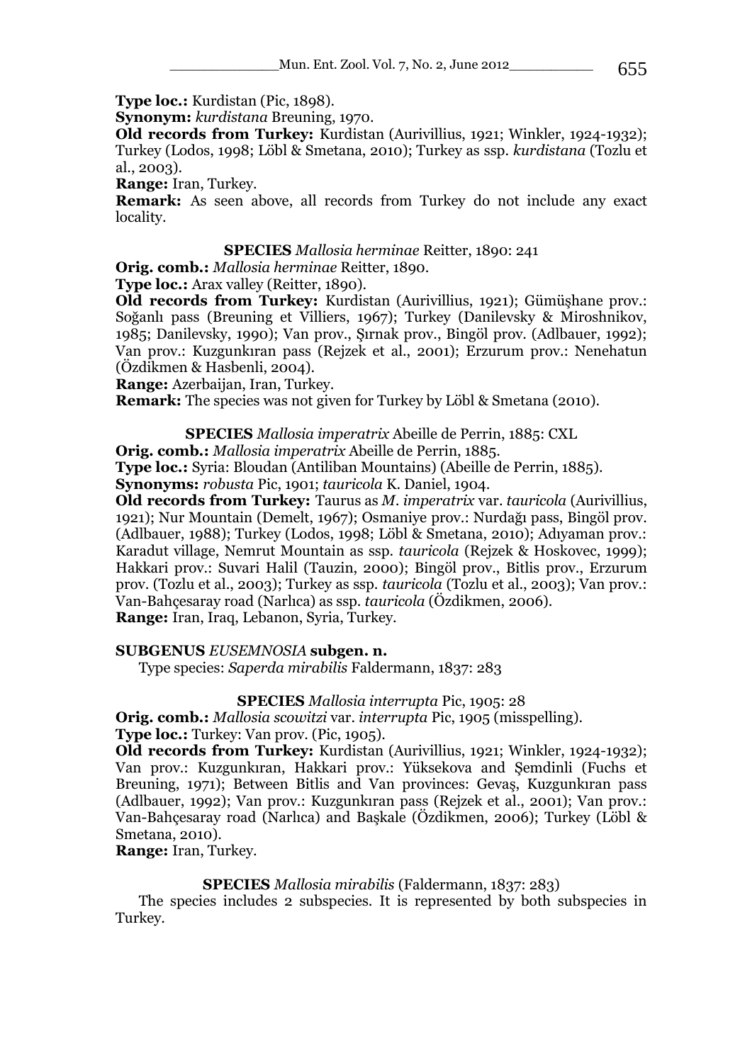**Type loc.:** Kurdistan (Pic, 1898).

**Synonym:** *kurdistana* Breuning, 1970.

**Old records from Turkey:** Kurdistan (Aurivillius, 1921; Winkler, 1924-1932); Turkey (Lodos, 1998; Löbl & Smetana, 2010); Turkey as ssp. *kurdistana* (Tozlu et al., 2003).

**Range:** Iran, Turkey.

**Remark:** As seen above, all records from Turkey do not include any exact locality.

**SPECIES** *Mallosia herminae* Reitter, 1890: 241

**Orig. comb.:** *Mallosia herminae* Reitter, 1890.

**Type loc.:** Arax valley (Reitter, 1890).

**Old records from Turkey:** Kurdistan (Aurivillius, 1921); Gümüşhane prov.: Soğanlı pass (Breuning et Villiers, 1967); Turkey (Danilevsky & Miroshnikov, 1985; Danilevsky, 1990); Van prov., Şırnak prov., Bingöl prov. (Adlbauer, 1992); Van prov.: Kuzgunkıran pass (Rejzek et al., 2001); Erzurum prov.: Nenehatun (Özdikmen & Hasbenli, 2004).

**Range:** Azerbaijan, Iran, Turkey.

**Remark:** The species was not given for Turkey by Löbl & Smetana (2010).

**SPECIES** *Mallosia imperatrix* Abeille de Perrin, 1885: CXL

**Orig. comb.:** *Mallosia imperatrix* Abeille de Perrin, 1885.

**Type loc.:** Syria: Bloudan (Antiliban Mountains) (Abeille de Perrin, 1885).

**Synonyms:** *robusta* Pic, 1901; *tauricola* K. Daniel, 1904.

**Old records from Turkey:** Taurus as *M. imperatrix* var. *tauricola* (Aurivillius, 1921); Nur Mountain (Demelt, 1967); Osmaniye prov.: Nurdağı pass, Bingöl prov. (Adlbauer, 1988); Turkey (Lodos, 1998; Löbl & Smetana, 2010); Adıyaman prov.: Karadut village, Nemrut Mountain as ssp. *tauricola* (Rejzek & Hoskovec, 1999); Hakkari prov.: Suvari Halil (Tauzin, 2000); Bingöl prov., Bitlis prov., Erzurum prov. (Tozlu et al., 2003); Turkey as ssp. *tauricola* (Tozlu et al., 2003); Van prov.: Van-Bahçesaray road (Narlıca) as ssp. *tauricola* (Özdikmen, 2006).

**Range:** Iran, Iraq, Lebanon, Syria, Turkey.

**SUBGENUS** *EUSEMNOSIA* **subgen. n.**

Type species: *Saperda mirabilis* Faldermann, 1837: 283

**SPECIES** *Mallosia interrupta* Pic, 1905: 28

**Orig. comb.:** *Mallosia scowitzi* var. *interrupta* Pic, 1905 (misspelling).

**Type loc.:** Turkey: Van prov. (Pic, 1905).

**Old records from Turkey:** Kurdistan (Aurivillius, 1921; Winkler, 1924-1932); Van prov.: Kuzgunkıran, Hakkari prov.: Yüksekova and Şemdinli (Fuchs et Breuning, 1971); Between Bitlis and Van provinces: Gevaş, Kuzgunkıran pass (Adlbauer, 1992); Van prov.: Kuzgunkıran pass (Rejzek et al., 2001); Van prov.: Van-Bahçesaray road (Narlıca) and Başkale (Özdikmen, 2006); Turkey (Löbl & Smetana, 2010).

**Range:** Iran, Turkey.

**SPECIES** *Mallosia mirabilis* (Faldermann, 1837: 283)

The species includes 2 subspecies. It is represented by both subspecies in Turkey.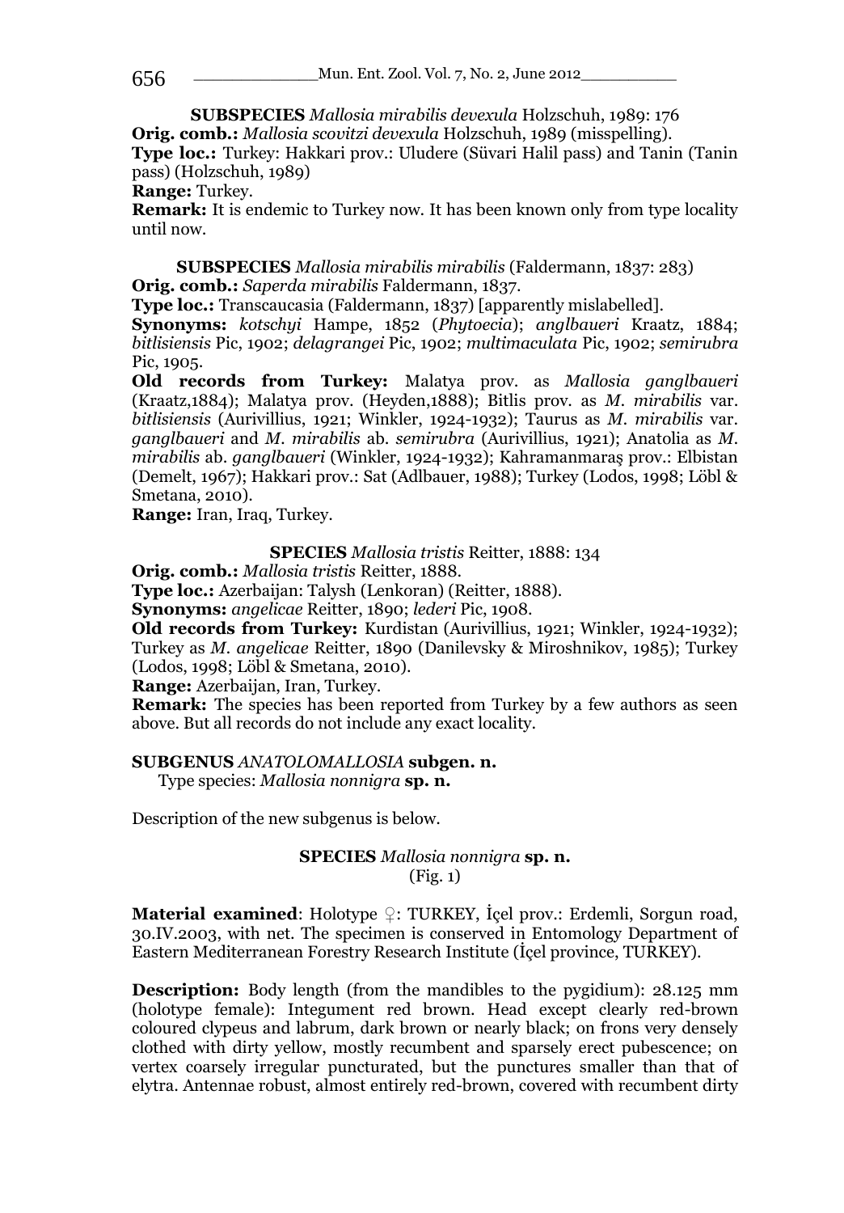**SUBSPECIES** *Mallosia mirabilis devexula* Holzschuh, 1989: 176

**Orig. comb.:** *Mallosia scovitzi devexula* Holzschuh, 1989 (misspelling).

**Type loc.:** Turkey: Hakkari prov.: Uludere (Süvari Halil pass) and Tanin (Tanin pass) (Holzschuh, 1989)

**Range:** Turkey.

**Remark:** It is endemic to Turkey now. It has been known only from type locality until now.

**SUBSPECIES** *Mallosia mirabilis mirabilis* (Faldermann, 1837: 283)

**Orig. comb.:** *Saperda mirabilis* Faldermann, 1837.

**Type loc.:** Transcaucasia (Faldermann, 1837) [apparently mislabelled].

**Synonyms:** *kotschyi* Hampe, 1852 (*Phytoecia*); *anglbaueri* Kraatz, 1884; *bitlisiensis* Pic, 1902; *delagrangei* Pic, 1902; *multimaculata* Pic, 1902; *semirubra* Pic, 1905.

**Old records from Turkey:** Malatya prov. as *Mallosia ganglbaueri* (Kraatz,1884); Malatya prov. (Heyden,1888); Bitlis prov. as *M. mirabilis* var. *bitlisiensis* (Aurivillius, 1921; Winkler, 1924-1932); Taurus as *M. mirabilis* var. *ganglbaueri* and *M. mirabilis* ab. *semirubra* (Aurivillius, 1921); Anatolia as *M. mirabilis* ab. *ganglbaueri* (Winkler, 1924-1932); Kahramanmaraş prov.: Elbistan (Demelt, 1967); Hakkari prov.: Sat (Adlbauer, 1988); Turkey (Lodos, 1998; Löbl & Smetana, 2010).

**Range:** Iran, Iraq, Turkey.

**SPECIES** *Mallosia tristis* Reitter, 1888: 134

**Orig. comb.:** *Mallosia tristis* Reitter, 1888.

**Type loc.:** Azerbaijan: Talysh (Lenkoran) (Reitter, 1888).

**Synonyms:** *angelicae* Reitter, 1890; *lederi* Pic, 1908.

**Old records from Turkey:** Kurdistan (Aurivillius, 1921; Winkler, 1924-1932); Turkey as *M. angelicae* Reitter, 1890 (Danilevsky & Miroshnikov, 1985); Turkey (Lodos, 1998; Löbl & Smetana, 2010).

**Range:** Azerbaijan, Iran, Turkey.

**Remark:** The species has been reported from Turkey by a few authors as seen above. But all records do not include any exact locality.

**SUBGENUS** ***ANATOLOMALLOSIA*** **subgen. n.**

Type species: *Mallosia nonnigra* **sp. n.**

Description of the new subgenus is below.

**SPECIES** *Mallosia nonnigra* **sp. n.**

(Fig. 1)

**Material examined**: Holotype ♀: TURKEY, İçel prov.: Erdemli, Sorgun road, 30.IV.2003, with net. The specimen is conserved in Entomology Department of Eastern Mediterranean Forestry Research Institute (İçel province, TURKEY).

**Description:** Body length (from the mandibles to the pygidium): 28.125 mm (holotype female): Integument red brown. Head except clearly red-brown coloured clypeus and labrum, dark brown or nearly black; on frons very densely clothed with dirty yellow, mostly recumbent and sparsely erect pubescence; on vertex coarsely irregular puncturated, but the punctures smaller than that of elytra. Antennae robust, almost entirely red-brown, covered with recumbent dirty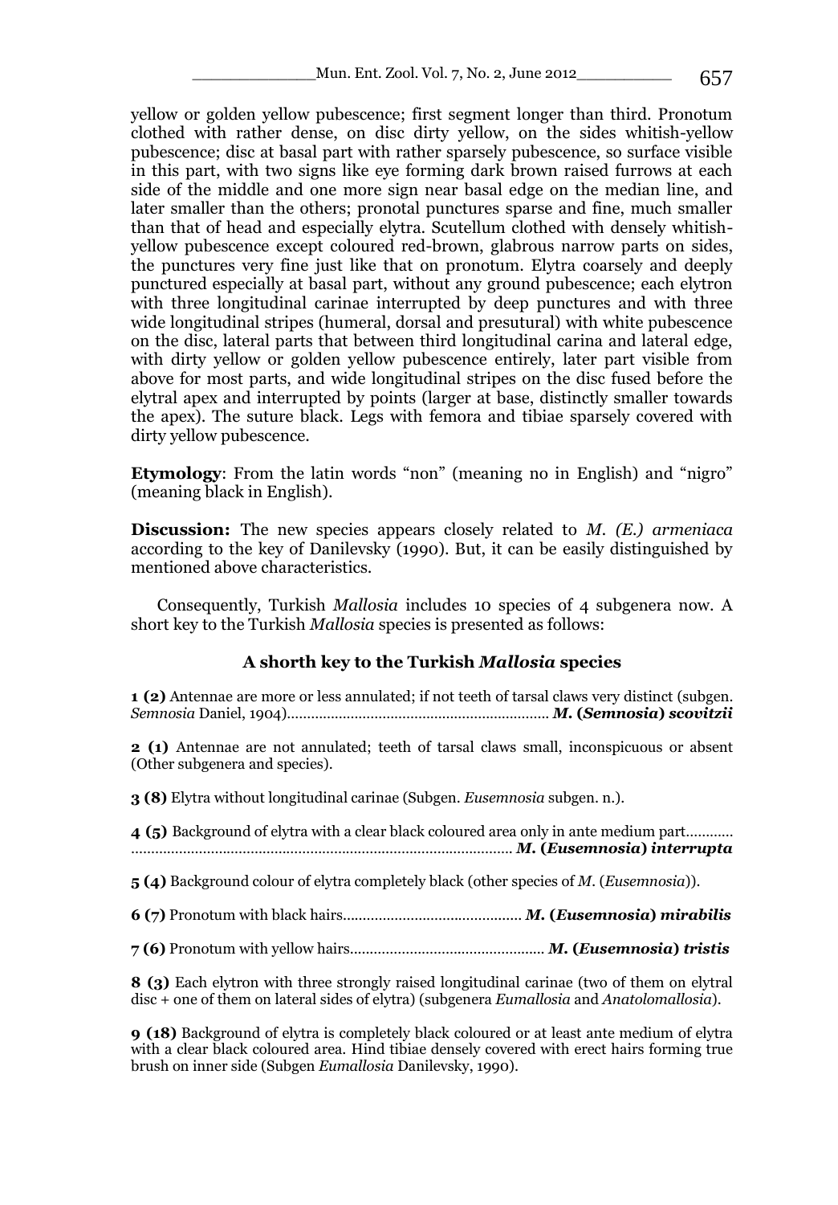yellow or golden yellow pubescence; first segment longer than third. Pronotum clothed with rather dense, on disc dirty yellow, on the sides whitish-yellow pubescence; disc at basal part with rather sparsely pubescence, so surface visible in this part, with two signs like eye forming dark brown raised furrows at each side of the middle and one more sign near basal edge on the median line, and later smaller than the others; pronotal punctures sparse and fine, much smaller than that of head and especially elytra. Scutellum clothed with densely whitish-yellow pubescence except coloured red-brown, glabrous narrow parts on sides, the punctures very fine just like that on pronotum. Elytra coarsely and deeply punctured especially at basal part, without any ground pubescence; each elytron with three longitudinal carinae interrupted by deep punctures and with three wide longitudinal stripes (humeral, dorsal and presutural) with white pubescence on the disc, lateral parts that between third longitudinal carina and lateral edge, with dirty yellow or golden yellow pubescence entirely, later part visible from above for most parts, and wide longitudinal stripes on the disc fused before the elytral apex and interrupted by points (larger at base, distinctly smaller towards the apex). The suture black. Legs with femora and tibiae sparsely covered with dirty yellow pubescence.

**Etymology**: From the latin words "non" (meaning no in English) and "nigro" (meaning black in English).

**Discussion:** The new species appears closely related to *M. (E.) armeniaca* according to the key of Danilevsky (1990). But, it can be easily distinguished by mentioned above characteristics.

Consequently, Turkish *Mallosia* includes 10 species of 4 subgenera now. A short key to the Turkish *Mallosia* species is presented as follows:

### A shorth key to the Turkish *Mallosia* species

**1 (2)** Antennae are more or less annulated; if not teeth of tarsal claws very distinct (subgen. *Semnosia* Daniel, 1904)................................................................. ***M.* (*Semnosia*) *scovitzii***

**2 (1)** Antennae are not annulated; teeth of tarsal claws small, inconspicuous or absent (Other subgenera and species).

**3 (8)** Elytra without longitudinal carinae (Subgen. *Eusemnosia* subgen. n.).

**4 (5)** Background of elytra with a clear black coloured area only in ante medium part............ ............................................................................................... ***M.* (*Eusemnosia*) *interrupta***

**5 (4)** Background colour of elytra completely black (other species of *M.* (*Eusemnosia*)).

**6 (7)** Pronotum with black hairs............................................ ***M.* (*Eusemnosia*) *mirabilis***

**7 (6)** Pronotum with yellow hairs................................................ ***M.* (*Eusemnosia*) *tristis***

**8 (3)** Each elytron with three strongly raised longitudinal carinae (two of them on elytral disc + one of them on lateral sides of elytra) (subgenera *Eumallosia* and *Anatolomallosia*).

**9 (18)** Background of elytra is completely black coloured or at least ante medium of elytra with a clear black coloured area. Hind tibiae densely covered with erect hairs forming true brush on inner side (Subgen *Eumallosia* Danilevsky, 1990).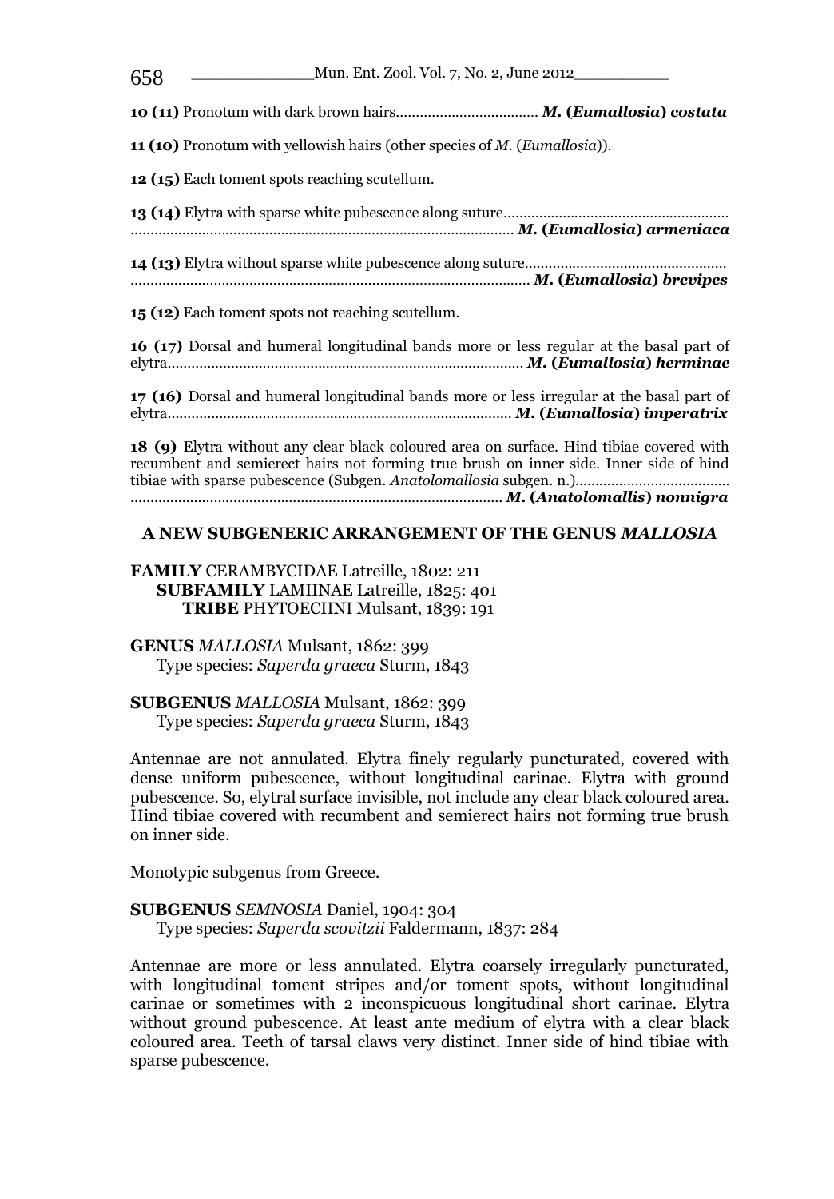**10 (11)** Pronotum with dark brown hairs.................................... ***M.* (*Eumallosia*) *costata***

**11 (10)** Pronotum with yellowish hairs (other species of *M.* (*Eumallosia*)).

**12 (15)** Each toment spots reaching scutellum.

**13 (14)** Elytra with sparse white pubescence along suture................................................................................................................................ ***M.* (*Eumallosia*) *armeniaca***

**14 (13)** Elytra without sparse white pubescence along suture.................................................................................................................................... ***M.* (*Eumallosia*) *brevipes***

**15 (12)** Each toment spots not reaching scutellum.

**16 (17)** Dorsal and humeral longitudinal bands more or less regular at the basal part of elytra......................................................................................... ***M.* (*Eumallosia*) *herminae***

**17 (16)** Dorsal and humeral longitudinal bands more or less irregular at the basal part of elytra...................................................................................... ***M.* (*Eumallosia*) *imperatrix***

**18 (9)** Elytra without any clear black coloured area on surface. Hind tibiae covered with recumbent and semierect hairs not forming true brush on inner side. Inner side of hind tibiae with sparse pubescence (Subgen. *Anatolomallosia* subgen. n.)................................................................................................................. ***M.* (*Anatolomallis*) *nonnigra***

## A NEW SUBGENERIC ARRANGEMENT OF THE GENUS *MALLOSIA*

**FAMILY** CERAMBYCIDAE Latreille, 1802: 211
**SUBFAMILY** LAMIINAE Latreille, 1825: 401
**TRIBE** PHYTOECIINI Mulsant, 1839: 191

**GENUS** *MALLOSIA* Mulsant, 1862: 399
Type species: *Saperda graeca* Sturm, 1843

**SUBGENUS** *MALLOSIA* Mulsant, 1862: 399
Type species: *Saperda graeca* Sturm, 1843

Antennae are not annulated. Elytra finely regularly puncturated, covered with dense uniform pubescence, without longitudinal carinae. Elytra with ground pubescence. So, elytral surface invisible, not include any clear black coloured area. Hind tibiae covered with recumbent and semierect hairs not forming true brush on inner side.

Monotypic subgenus from Greece.

**SUBGENUS** *SEMNOSIA* Daniel, 1904: 304
Type species: *Saperda scovitzii* Faldermann, 1837: 284

Antennae are more or less annulated. Elytra coarsely irregularly puncturated, with longitudinal toment stripes and/or toment spots, without longitudinal carinae or sometimes with 2 inconspicuous longitudinal short carinae. Elytra without ground pubescence. At least ante medium of elytra with a clear black coloured area. Teeth of tarsal claws very distinct. Inner side of hind tibiae with sparse pubescence.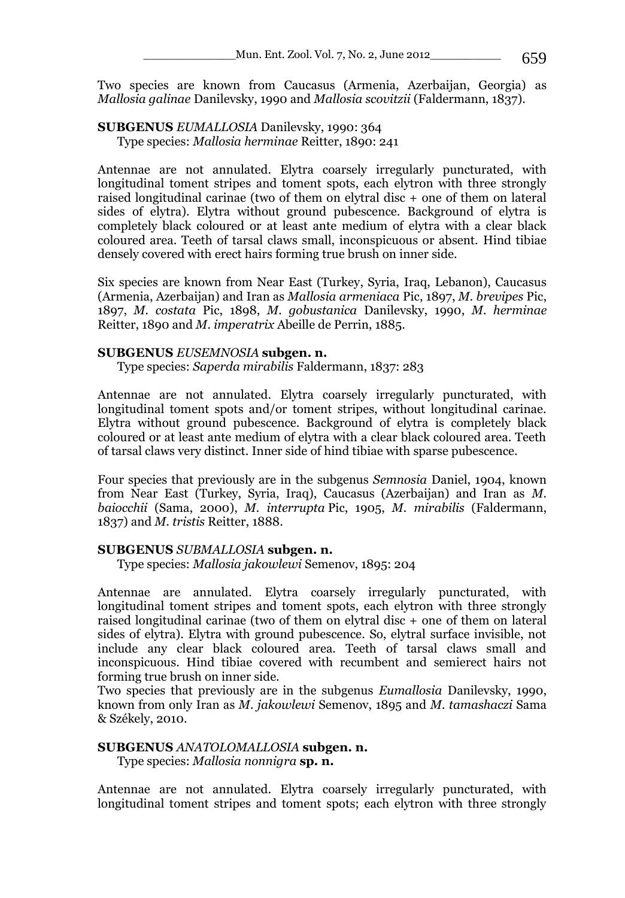Two species are known from Caucasus (Armenia, Azerbaijan, Georgia) as *Mallosia galinae* Danilevsky, 1990 and *Mallosia scovitzii* (Faldermann, 1837).

**SUBGENUS *EUMALLOSIA* Danilevsky, 1990: 364**
Type species: *Mallosia herminae* Reitter, 1890: 241

Antennae are not annulated. Elytra coarsely irregularly puncturated, with longitudinal toment stripes and toment spots, each elytron with three strongly raised longitudinal carinae (two of them on elytral disc + one of them on lateral sides of elytra). Elytra without ground pubescence. Background of elytra is completely black coloured or at least ante medium of elytra with a clear black coloured area. Teeth of tarsal claws small, inconspicuous or absent. Hind tibiae densely covered with erect hairs forming true brush on inner side.

Six species are known from Near East (Turkey, Syria, Iraq, Lebanon), Caucasus (Armenia, Azerbaijan) and Iran as *Mallosia armeniaca* Pic, 1897, *M. brevipes* Pic, 1897, *M. costata* Pic, 1898, *M. gobustanica* Danilevsky, 1990, *M. herminae* Reitter, 1890 and *M. imperatrix* Abeille de Perrin, 1885.

**SUBGENUS *EUSEMNOSIA* subgen. n.**
Type species: *Saperda mirabilis* Faldermann, 1837: 283

Antennae are not annulated. Elytra coarsely irregularly puncturated, with longitudinal toment spots and/or toment stripes, without longitudinal carinae. Elytra without ground pubescence. Background of elytra is completely black coloured or at least ante medium of elytra with a clear black coloured area. Teeth of tarsal claws very distinct. Inner side of hind tibiae with sparse pubescence.

Four species that previously are in the subgenus *Semnosia* Daniel, 1904, known from Near East (Turkey, Syria, Iraq), Caucasus (Azerbaijan) and Iran as *M. baiocchii* (Sama, 2000), *M. interrupta* Pic, 1905, *M. mirabilis* (Faldermann, 1837) and *M. tristis* Reitter, 1888.

**SUBGENUS *SUBMALLOSIA* subgen. n.**
Type species: *Mallosia jakowlewi* Semenov, 1895: 204

Antennae are annulated. Elytra coarsely irregularly puncturated, with longitudinal toment stripes and toment spots, each elytron with three strongly raised longitudinal carinae (two of them on elytral disc + one of them on lateral sides of elytra). Elytra with ground pubescence. So, elytral surface invisible, not include any clear black coloured area. Teeth of tarsal claws small and inconspicuous. Hind tibiae covered with recumbent and semierect hairs not forming true brush on inner side.
Two species that previously are in the subgenus *Eumallosia* Danilevsky, 1990, known from only Iran as *M. jakowlewi* Semenov, 1895 and *M. tamashaczi* Sama & Székely, 2010.

**SUBGENUS *ANATOLOMALLOSIA* subgen. n.**
Type species: *Mallosia nonnigra* **sp. n.**

Antennae are not annulated. Elytra coarsely irregularly puncturated, with longitudinal toment stripes and toment spots; each elytron with three strongly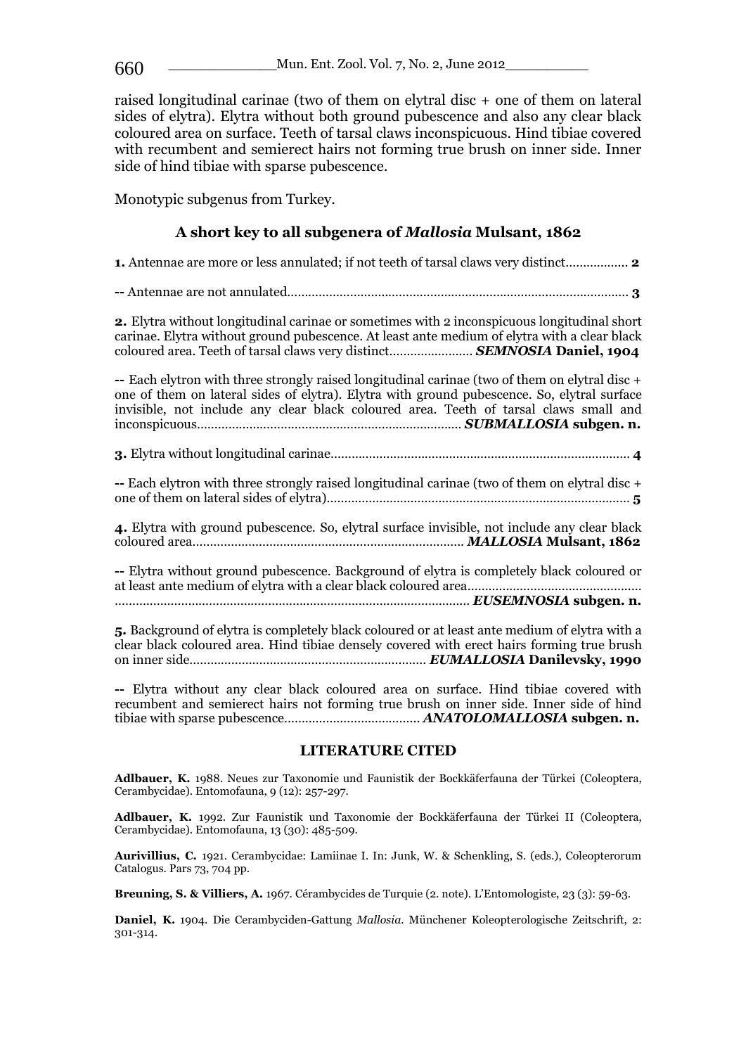raised longitudinal carinae (two of them on elytral disc + one of them on lateral sides of elytra). Elytra without both ground pubescence and also any clear black coloured area on surface. Teeth of tarsal claws inconspicuous. Hind tibiae covered with recumbent and semierect hairs not forming true brush on inner side. Inner side of hind tibiae with sparse pubescence.

Monotypic subgenus from Turkey.

## A short key to all subgenera of *Mallosia* Mulsant, 1862

**1.** Antennae are more or less annulated; if not teeth of tarsal claws very distinct.................. **2**

**--** Antennae are not annulated................................................................................................. **3**

**2.** Elytra without longitudinal carinae or sometimes with 2 inconspicuous longitudinal short carinae. Elytra without ground pubescence. At least ante medium of elytra with a clear black coloured area. Teeth of tarsal claws very distinct........................ ***SEMNOSIA* Daniel, 1904**

**--** Each elytron with three strongly raised longitudinal carinae (two of them on elytral disc + one of them on lateral sides of elytra). Elytra with ground pubescence. So, elytral surface invisible, not include any clear black coloured area. Teeth of tarsal claws small and inconspicuous........................................................................... ***SUBMALLOSIA* subgen. n.**

**3.** Elytra without longitudinal carinae..................................................................................... **4**

**--** Each elytron with three strongly raised longitudinal carinae (two of them on elytral disc + one of them on lateral sides of elytra)....................................................................................... **5**

**4.** Elytra with ground pubescence. So, elytral surface invisible, not include any clear black coloured area............................................................................ ***MALLOSIA* Mulsant, 1862**

**--** Elytra without ground pubescence. Background of elytra is completely black coloured or at least ante medium of elytra with a clear black coloured area.................................................. ..................................................................................................... ***EUSEMNOSIA* subgen. n.**

**5.** Background of elytra is completely black coloured or at least ante medium of elytra with a clear black coloured area. Hind tibiae densely covered with erect hairs forming true brush on inner side................................................................... ***EUMALLOSIA* Danilevsky, 1990**

**--** Elytra without any clear black coloured area on surface. Hind tibiae covered with recumbent and semierect hairs not forming true brush on inner side. Inner side of hind tibiae with sparse pubescence....................................... ***ANATOLOMALLOSIA* subgen. n.**

## LITERATURE CITED

**Adlbauer, K.** 1988. Neues zur Taxonomie und Faunistik der Bockkäferfauna der Türkei (Coleoptera, Cerambycidae). Entomofauna, 9 (12): 257-297.

**Adlbauer, K.** 1992. Zur Faunistik und Taxonomie der Bockkäferfauna der Türkei II (Coleoptera, Cerambycidae). Entomofauna, 13 (30): 485-509.

**Aurivillius, C.** 1921. Cerambycidae: Lamiinae I. In: Junk, W. & Schenkling, S. (eds.), Coleopterorum Catalogus. Pars 73, 704 pp.

**Breuning, S. & Villiers, A.** 1967. Cérambycides de Turquie (2. note). L'Entomologiste, 23 (3): 59-63.

**Daniel, K.** 1904. Die Cerambyciden-Gattung *Mallosia*. Münchener Koleopterologische Zeitschrift, 2: 301-314.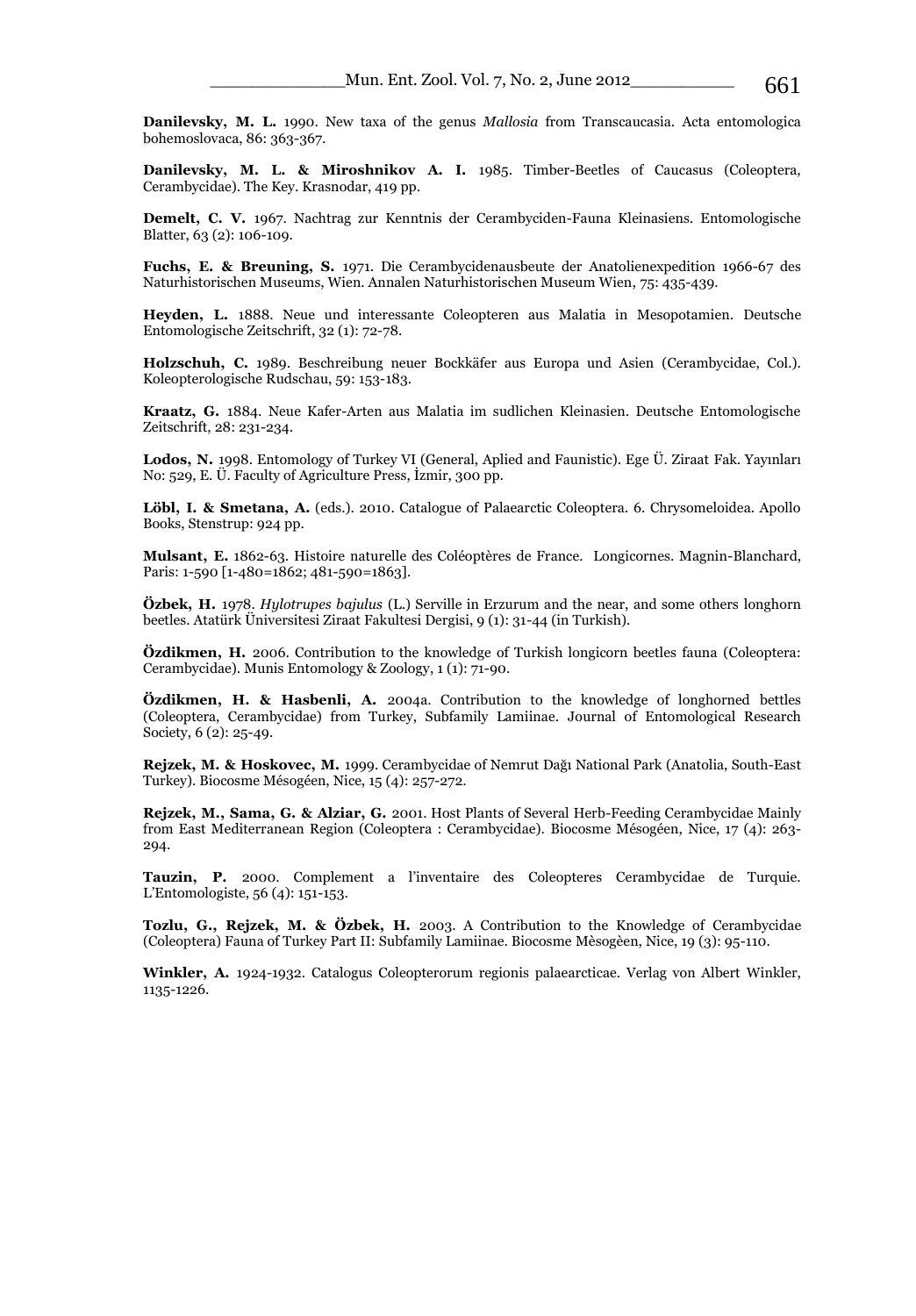**Danilevsky, M. L.** 1990. New taxa of the genus *Mallosia* from Transcaucasia. Acta entomologica bohemoslovaca, 86: 363-367.

**Danilevsky, M. L. & Miroshnikov A. I.** 1985. Timber-Beetles of Caucasus (Coleoptera, Cerambycidae). The Key. Krasnodar, 419 pp.

**Demelt, C. V.** 1967. Nachtrag zur Kenntnis der Cerambyciden-Fauna Kleinasiens. Entomologische Blatter, 63 (2): 106-109.

**Fuchs, E. & Breuning, S.** 1971. Die Cerambycidenausbeute der Anatolienexpedition 1966-67 des Naturhistorischen Museums, Wien. Annalen Naturhistorischen Museum Wien, 75: 435-439.

**Heyden, L.** 1888. Neue und interessante Coleopteren aus Malatia in Mesopotamien. Deutsche Entomologische Zeitschrift, 32 (1): 72-78.

**Holzschuh, C.** 1989. Beschreibung neuer Bockkäfer aus Europa und Asien (Cerambycidae, Col.). Koleopterologische Rudschau, 59: 153-183.

**Kraatz, G.** 1884. Neue Kafer-Arten aus Malatia im sudlichen Kleinasien. Deutsche Entomologische Zeitschrift, 28: 231-234.

**Lodos, N.** 1998. Entomology of Turkey VI (General, Aplied and Faunistic). Ege Ü. Ziraat Fak. Yayınları No: 529, E. Ü. Faculty of Agriculture Press, İzmir, 300 pp.

**Löbl, I. & Smetana, A.** (eds.). 2010. Catalogue of Palaearctic Coleoptera. 6. Chrysomeloidea. Apollo Books, Stenstrup: 924 pp.

**Mulsant, E.** 1862-63. Histoire naturelle des Coléoptères de France. Longicornes. Magnin-Blanchard, Paris: 1-590 [1-480=1862; 481-590=1863].

**Özbek, H.** 1978. *Hylotrupes bajulus* (L.) Serville in Erzurum and the near, and some others longhorn beetles. Atatürk Üniversitesi Ziraat Fakultesi Dergisi, 9 (1): 31-44 (in Turkish).

**Özdikmen, H.** 2006. Contribution to the knowledge of Turkish longicorn beetles fauna (Coleoptera: Cerambycidae). Munis Entomology & Zoology, 1 (1): 71-90.

**Özdikmen, H. & Hasbenli, A.** 2004a. Contribution to the knowledge of longhorned bettles (Coleoptera, Cerambycidae) from Turkey, Subfamily Lamiinae. Journal of Entomological Research Society, 6 (2): 25-49.

**Rejzek, M. & Hoskovec, M.** 1999. Cerambycidae of Nemrut Dağı National Park (Anatolia, South-East Turkey). Biocosme Mésogéen, Nice, 15 (4): 257-272.

**Rejzek, M., Sama, G. & Alziar, G.** 2001. Host Plants of Several Herb-Feeding Cerambycidae Mainly from East Mediterranean Region (Coleoptera : Cerambycidae). Biocosme Mésogéen, Nice, 17 (4): 263-294.

**Tauzin, P.** 2000. Complement a l'inventaire des Coleopteres Cerambycidae de Turquie. L'Entomologiste, 56 (4): 151-153.

**Tozlu, G., Rejzek, M. & Özbek, H.** 2003. A Contribution to the Knowledge of Cerambycidae (Coleoptera) Fauna of Turkey Part II: Subfamily Lamiinae. Biocosme Mèsogèen, Nice, 19 (3): 95-110.

**Winkler, A.** 1924-1932. Catalogus Coleopterorum regionis palaearcticae. Verlag von Albert Winkler, 1135-1226.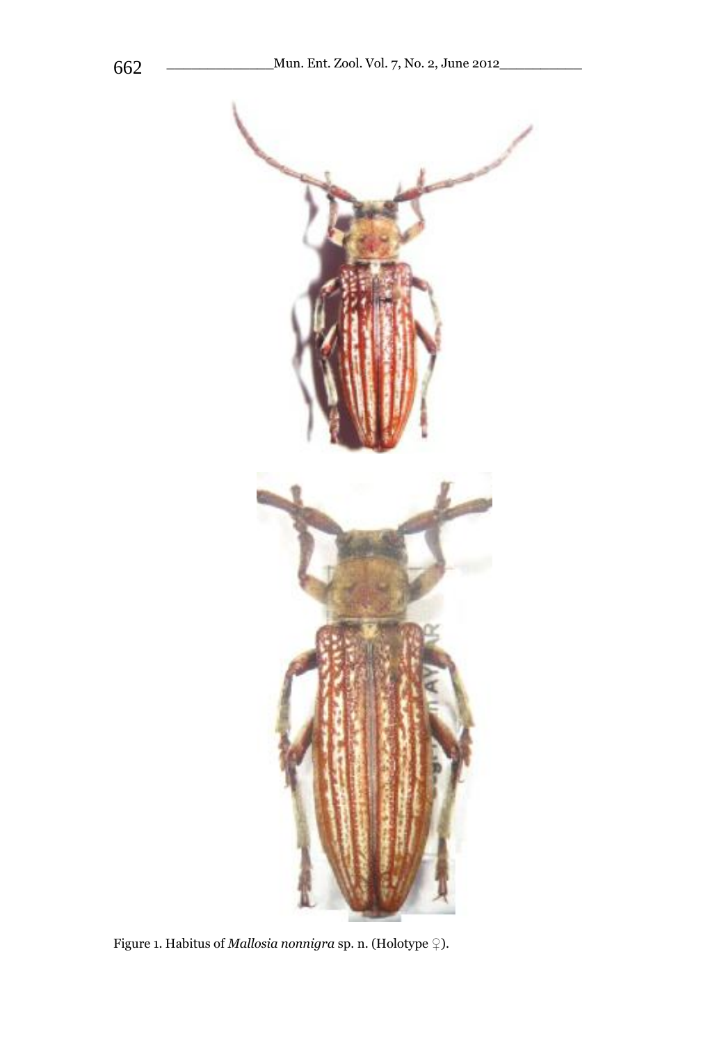Figure 1. Habitus of *Mallosia nonnigra* sp. n. (Holotype ♀).